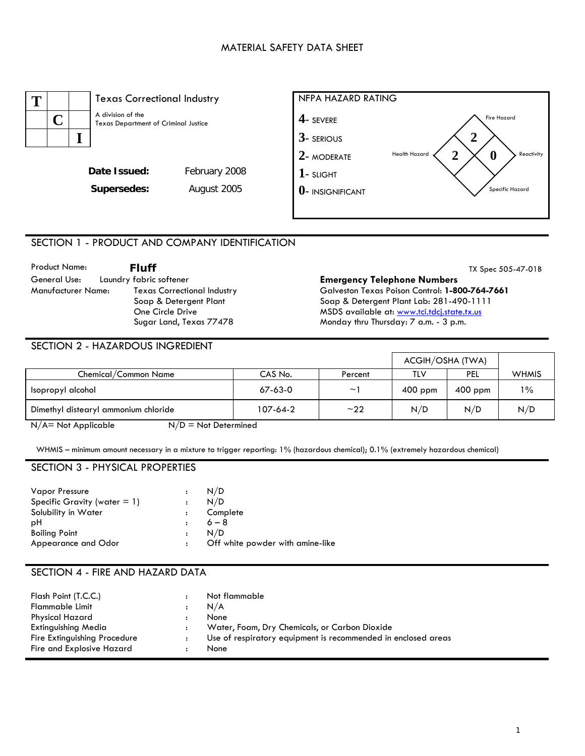# MATERIAL SAFETY DATA SHEET

| T | | |
|---|---|---|
| | C | |
| | | I |

Texas Correctional Industry

A division of the Texas Department of Criminal Justice

**Date Issued:** February 2008

**Supersedes:** August 2005

NFPA HAZARD RATING

- 4- SEVERE
- 3- SERIOUS
- 2- MODERATE
- 1- SLIGHT
- 0- INSIGNIFICANT

Fire Hazard: 2
Health Hazard: 2
Reactivity: 0
Specific Hazard:

## SECTION 1 - PRODUCT AND COMPANY IDENTIFICATION

Product Name: **Fluff**

TX Spec 505-47-01B

General Use: Laundry fabric softener

Manufacturer Name: Texas Correctional Industry
Soap & Detergent Plant
One Circle Drive
Sugar Land, Texas 77478

**Emergency Telephone Numbers**
Galveston Texas Poison Control: **1-800-764-7661**
Soap & Detergent Plant Lab: 281-490-1111
MSDS available at: www.tci.tdcj.state.tx.us
Monday thru Thursday: 7 a.m. - 3 p.m.

## SECTION 2 - HAZARDOUS INGREDIENT

| | | | ACGIH/OSHA (TWA) | | |
|---|---|---|---|---|---|
| Chemical/Common Name | CAS No. | Percent | TLV | PEL | WHMIS |
| Isopropyl alcohol | 67-63-0 | ~1 | 400 ppm | 400 ppm | 1% |
| Dimethyl distearyl ammonium chloride | 107-64-2 | ~22 | N/D | N/D | N/D |

N/A= Not Applicable N/D = Not Determined

WHMIS – minimum amount necessary in a mixture to trigger reporting: 1% (hazardous chemical); 0.1% (extremely hazardous chemical)

## SECTION 3 - PHYSICAL PROPERTIES

| | | |
|---|---|---|
| Vapor Pressure | : | N/D |
| Specific Gravity (water = 1) | : | N/D |
| Solubility in Water | : | Complete |
| pH | : | 6 – 8 |
| Boiling Point | : | N/D |
| Appearance and Odor | : | Off white powder with amine-like |

## SECTION 4 - FIRE AND HAZARD DATA

| | | |
|---|---|---|
| Flash Point (T.C.C.) | : | Not flammable |
| Flammable Limit | : | N/A |
| Physical Hazard | : | None |
| Extinguishing Media | : | Water, Foam, Dry Chemicals, or Carbon Dioxide |
| Fire Extinguishing Procedure | : | Use of respiratory equipment is recommended in enclosed areas |
| Fire and Explosive Hazard | : | None |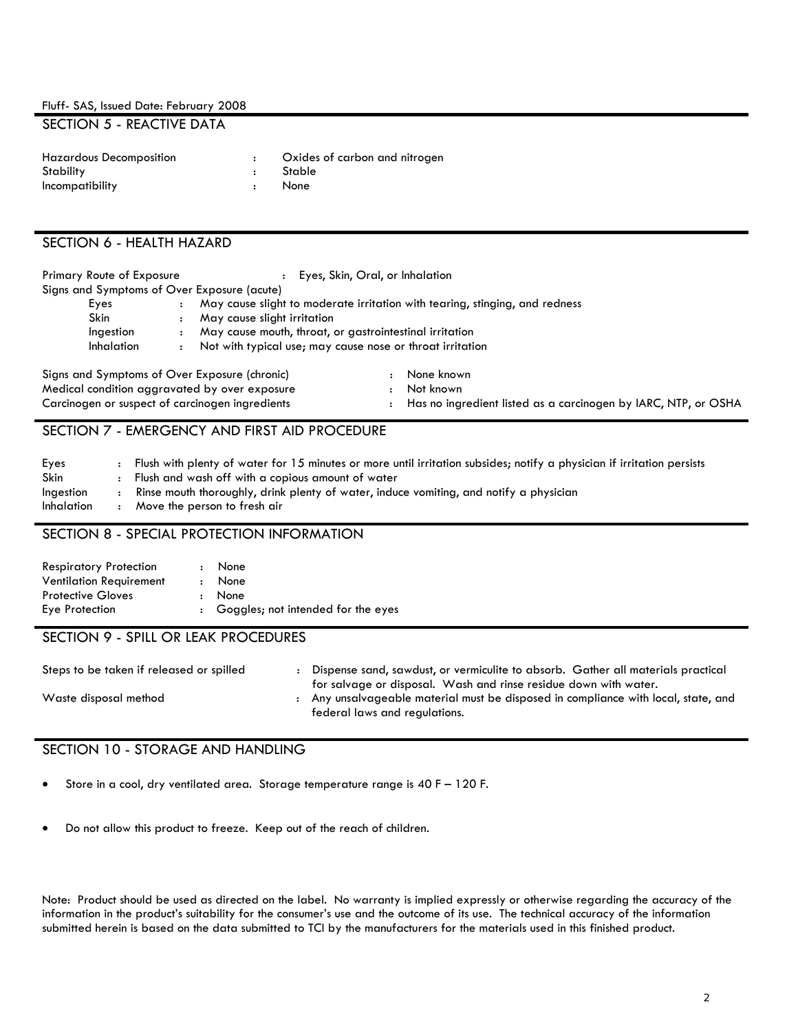Fluff- SAS, Issued Date: February 2008

## SECTION 5 - REACTIVE DATA

| | | |
|---|---|---|
| Hazardous Decomposition | : | Oxides of carbon and nitrogen |
| Stability | : | Stable |
| Incompatibility | : | None |

## SECTION 6 - HEALTH HAZARD

Primary Route of Exposure : Eyes, Skin, Oral, or Inhalation

Signs and Symptoms of Over Exposure (acute)

| | | |
|---|---|---|
| Eyes | : | May cause slight to moderate irritation with tearing, stinging, and redness |
| Skin | : | May cause slight irritation |
| Ingestion | : | May cause mouth, throat, or gastrointestinal irritation |
| Inhalation | : | Not with typical use; may cause nose or throat irritation |

| | | |
|---|---|---|
| Signs and Symptoms of Over Exposure (chronic) | : | None known |
| Medical condition aggravated by over exposure | : | Not known |
| Carcinogen or suspect of carcinogen ingredients | : | Has no ingredient listed as a carcinogen by IARC, NTP, or OSHA |

## SECTION 7 - EMERGENCY AND FIRST AID PROCEDURE

| | | |
|---|---|---|
| Eyes | : | Flush with plenty of water for 15 minutes or more until irritation subsides; notify a physician if irritation persists |
| Skin | : | Flush and wash off with a copious amount of water |
| Ingestion | : | Rinse mouth thoroughly, drink plenty of water, induce vomiting, and notify a physician |
| Inhalation | : | Move the person to fresh air |

## SECTION 8 - SPECIAL PROTECTION INFORMATION

| | | |
|---|---|---|
| Respiratory Protection | : | None |
| Ventilation Requirement | : | None |
| Protective Gloves | : | None |
| Eye Protection | : | Goggles; not intended for the eyes |

## SECTION 9 - SPILL OR LEAK PROCEDURES

| | | |
|---|---|---|
| Steps to be taken if released or spilled | : | Dispense sand, sawdust, or vermiculite to absorb. Gather all materials practical for salvage or disposal. Wash and rinse residue down with water. |
| Waste disposal method | : | Any unsalvageable material must be disposed in compliance with local, state, and federal laws and regulations. |

## SECTION 10 - STORAGE AND HANDLING

- Store in a cool, dry ventilated area. Storage temperature range is 40 F – 120 F.
- Do not allow this product to freeze. Keep out of the reach of children.

Note: Product should be used as directed on the label. No warranty is implied expressly or otherwise regarding the accuracy of the information in the product's suitability for the consumer's use and the outcome of its use. The technical accuracy of the information submitted herein is based on the data submitted to TCI by the manufacturers for the materials used in this finished product.